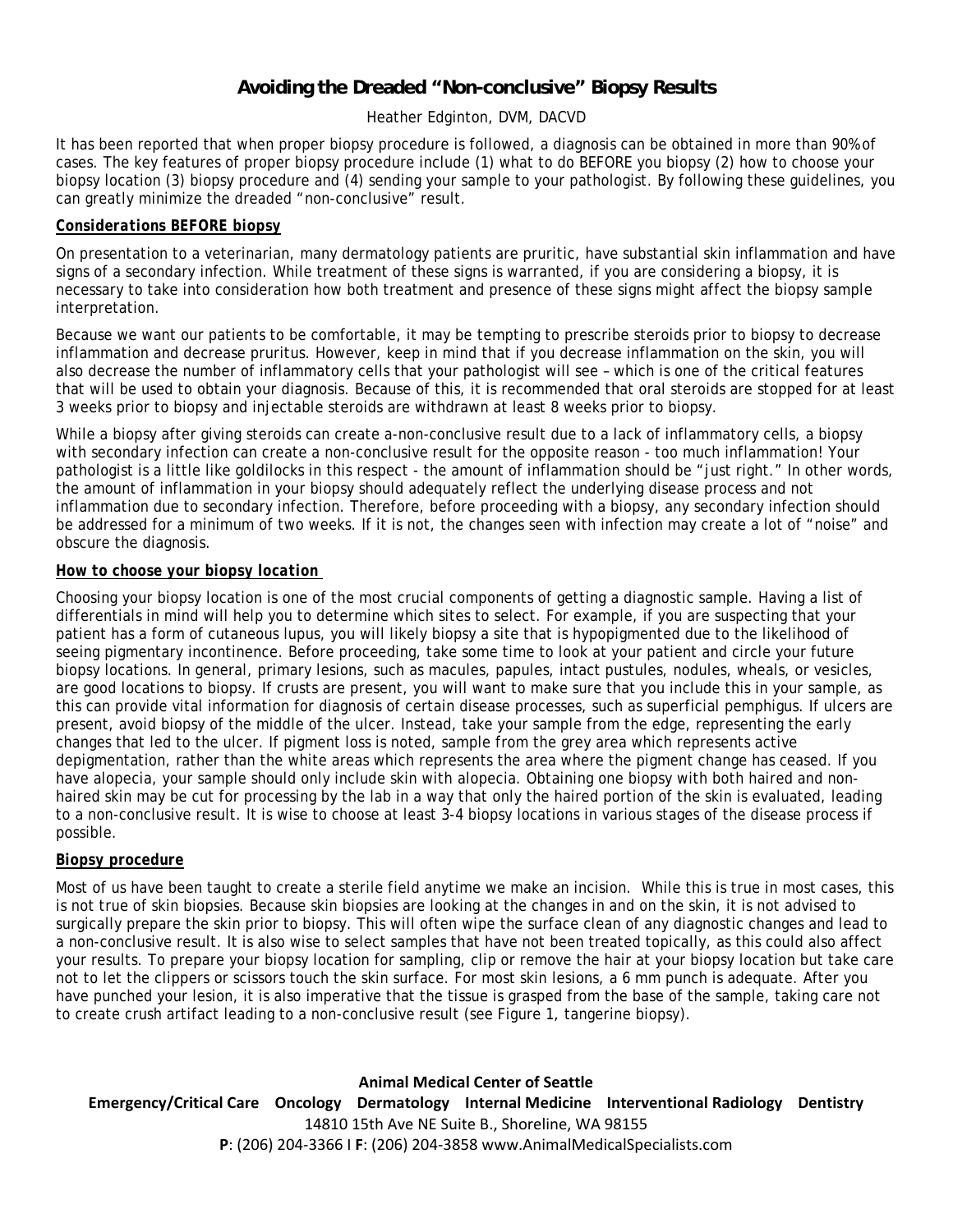# Avoiding the Dreaded "Non-conclusive" Biopsy Results

Heather Edginton, DVM, DACVD

It has been reported that when proper biopsy procedure is followed, a diagnosis can be obtained in more than 90% of cases. The key features of proper biopsy procedure include (1) what to do BEFORE you biopsy (2) how to choose your biopsy location (3) biopsy procedure and (4) sending your sample to your pathologist. By following these guidelines, you can greatly minimize the dreaded "non-conclusive" result.

## ***Considerations BEFORE biopsy***

On presentation to a veterinarian, many dermatology patients are pruritic, have substantial skin inflammation and have signs of a secondary infection. While treatment of these signs is warranted, if you are considering a biopsy, it is necessary to take into consideration how both treatment and presence of these signs might affect the biopsy sample interpretation.

Because we want our patients to be comfortable, it may be tempting to prescribe steroids prior to biopsy to decrease inflammation and decrease pruritus. However, keep in mind that if you decrease inflammation on the skin, you will also decrease the number of inflammatory cells that your pathologist will see – which is one of the critical features that will be used to obtain your diagnosis. Because of this, it is recommended that oral steroids are stopped for at least 3 weeks prior to biopsy and injectable steroids are withdrawn at least 8 weeks prior to biopsy.

While a biopsy after giving steroids can create a-non-conclusive result due to a lack of inflammatory cells, a biopsy with secondary infection can create a non-conclusive result for the opposite reason - too much inflammation! Your pathologist is a little like goldilocks in this respect - the amount of inflammation should be "just right." In other words, the amount of inflammation in your biopsy should adequately reflect the underlying disease process and not inflammation due to secondary infection. Therefore, before proceeding with a biopsy, any secondary infection should be addressed for a minimum of two weeks. If it is not, the changes seen with infection may create a lot of "noise" and obscure the diagnosis.

## ***How to choose your biopsy location***

Choosing your biopsy location is one of the most crucial components of getting a diagnostic sample. Having a list of differentials in mind will help you to determine which sites to select. For example, if you are suspecting that your patient has a form of cutaneous lupus, you will likely biopsy a site that is hypopigmented due to the likelihood of seeing pigmentary incontinence. Before proceeding, take some time to look at your patient and circle your future biopsy locations. In general, primary lesions, such as macules, papules, intact pustules, nodules, wheals, or vesicles, are good locations to biopsy. If crusts are present, you will want to make sure that you include this in your sample, as this can provide vital information for diagnosis of certain disease processes, such as superficial pemphigus. If ulcers are present, avoid biopsy of the middle of the ulcer. Instead, take your sample from the edge, representing the early changes that led to the ulcer. If pigment loss is noted, sample from the grey area which represents active depigmentation, rather than the white areas which represents the area where the pigment change has ceased. If you have alopecia, your sample should only include skin with alopecia. Obtaining one biopsy with both haired and non-haired skin may be cut for processing by the lab in a way that only the haired portion of the skin is evaluated, leading to a non-conclusive result. It is wise to choose at least 3-4 biopsy locations in various stages of the disease process if possible.

## **Biopsy procedure**

Most of us have been taught to create a sterile field anytime we make an incision. While this is true in most cases, this is not true of skin biopsies. Because skin biopsies are looking at the changes in and on the skin, it is not advised to surgically prepare the skin prior to biopsy. This will often wipe the surface clean of any diagnostic changes and lead to a non-conclusive result. It is also wise to select samples that have not been treated topically, as this could also affect your results. To prepare your biopsy location for sampling, clip or remove the hair at your biopsy location but take care not to let the clippers or scissors touch the skin surface. For most skin lesions, a 6 mm punch is adequate. After you have punched your lesion, it is also imperative that the tissue is grasped from the base of the sample, taking care not to create crush artifact leading to a non-conclusive result (see Figure 1, tangerine biopsy).

**Animal Medical Center of Seattle**

**Emergency/Critical Care Oncology Dermatology Internal Medicine Interventional Radiology Dentistry**

14810 15th Ave NE Suite B., Shoreline, WA 98155

**P**: (206) 204-3366 I **F**: (206) 204-3858 www.AnimalMedicalSpecialists.com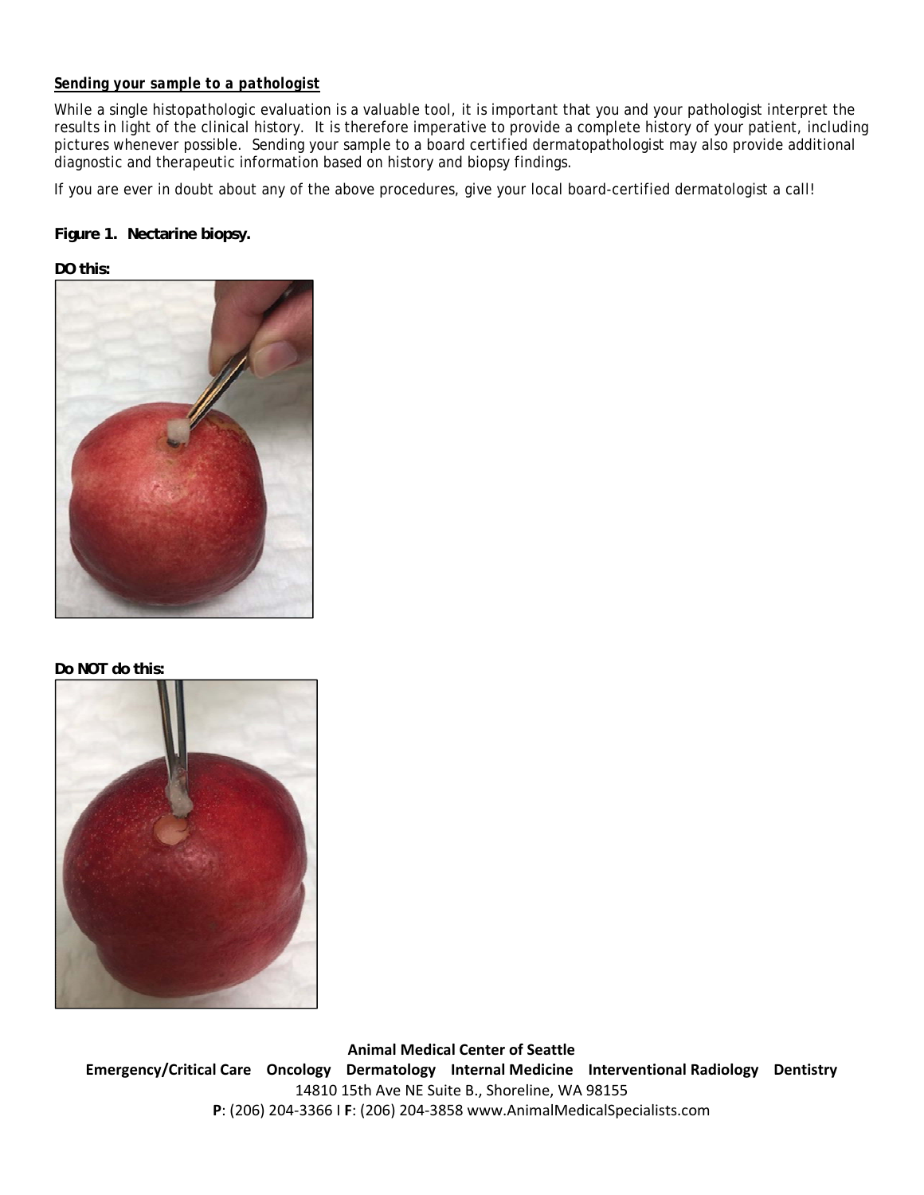***Sending your sample to a pathologist***

While a single histopathologic evaluation is a valuable tool, it is important that you and your pathologist interpret the results in light of the clinical history. It is therefore imperative to provide a complete history of your patient, including pictures whenever possible. Sending your sample to a board certified dermatopathologist may also provide additional diagnostic and therapeutic information based on history and biopsy findings.

If you are ever in doubt about any of the above procedures, give your local board-certified dermatologist a call!

**Figure 1. Nectarine biopsy.**

**DO this:**

**Do NOT do this:**

**Animal Medical Center of Seattle**

**Emergency/Critical Care Oncology Dermatology Internal Medicine Interventional Radiology Dentistry**

14810 15th Ave NE Suite B., Shoreline, WA 98155

**P**: (206) 204-3366 I **F**: (206) 204-3858 www.AnimalMedicalSpecialists.com